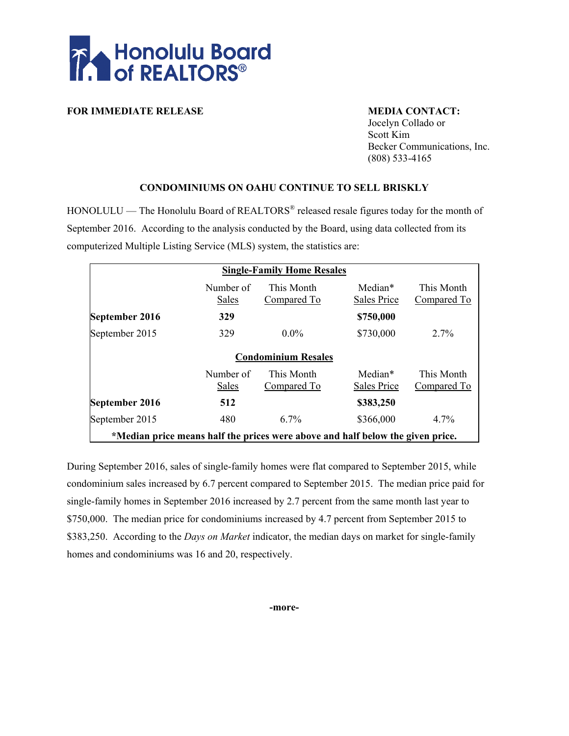Honolulu Board of REALTORS®

**FOR IMMEDIATE RELEASE**

**MEDIA CONTACT:**
Jocelyn Collado or
Scott Kim
Becker Communications, Inc.
(808) 533-4165

## CONDOMINIUMS ON OAHU CONTINUE TO SELL BRISKLY

HONOLULU — The Honolulu Board of REALTORS® released resale figures today for the month of September 2016. According to the analysis conducted by the Board, using data collected from its computerized Multiple Listing Service (MLS) system, the statistics are:

| **Single-Family Home Resales** | | | | |
|---|---|---|---|---|
| | Number of Sales | This Month Compared To | Median* Sales Price | This Month Compared To |
| **September 2016** | **329** | | **$750,000** | |
| September 2015 | 329 | 0.0% | $730,000 | 2.7% |
| **Condominium Resales** | | | | |
| | Number of Sales | This Month Compared To | Median* Sales Price | This Month Compared To |
| **September 2016** | **512** | | **$383,250** | |
| September 2015 | 480 | 6.7% | $366,000 | 4.7% |

**\*Median price means half the prices were above and half below the given price.**

During September 2016, sales of single-family homes were flat compared to September 2015, while condominium sales increased by 6.7 percent compared to September 2015. The median price paid for single-family homes in September 2016 increased by 2.7 percent from the same month last year to $750,000. The median price for condominiums increased by 4.7 percent from September 2015 to $383,250. According to the *Days on Market* indicator, the median days on market for single-family homes and condominiums was 16 and 20, respectively.

**-more-**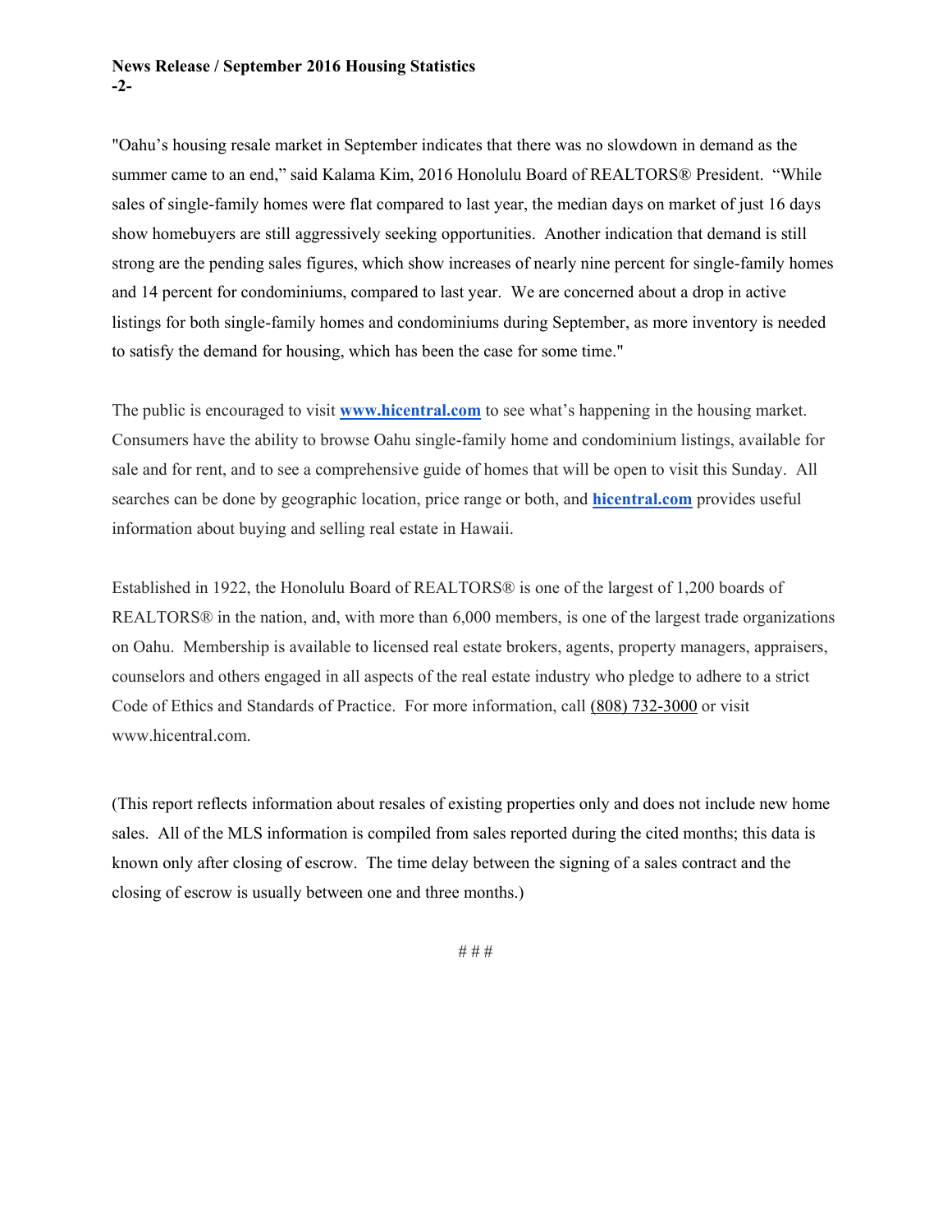"Oahu's housing resale market in September indicates that there was no slowdown in demand as the summer came to an end," said Kalama Kim, 2016 Honolulu Board of REALTORS® President. "While sales of single-family homes were flat compared to last year, the median days on market of just 16 days show homebuyers are still aggressively seeking opportunities. Another indication that demand is still strong are the pending sales figures, which show increases of nearly nine percent for single-family homes and 14 percent for condominiums, compared to last year. We are concerned about a drop in active listings for both single-family homes and condominiums during September, as more inventory is needed to satisfy the demand for housing, which has been the case for some time."

The public is encouraged to visit **www.hicentral.com** to see what's happening in the housing market. Consumers have the ability to browse Oahu single-family home and condominium listings, available for sale and for rent, and to see a comprehensive guide of homes that will be open to visit this Sunday. All searches can be done by geographic location, price range or both, and **hicentral.com** provides useful information about buying and selling real estate in Hawaii.

Established in 1922, the Honolulu Board of REALTORS® is one of the largest of 1,200 boards of REALTORS® in the nation, and, with more than 6,000 members, is one of the largest trade organizations on Oahu. Membership is available to licensed real estate brokers, agents, property managers, appraisers, counselors and others engaged in all aspects of the real estate industry who pledge to adhere to a strict Code of Ethics and Standards of Practice. For more information, call (808) 732-3000 or visit www.hicentral.com.

(This report reflects information about resales of existing properties only and does not include new home sales. All of the MLS information is compiled from sales reported during the cited months; this data is known only after closing of escrow. The time delay between the signing of a sales contract and the closing of escrow is usually between one and three months.)

# # #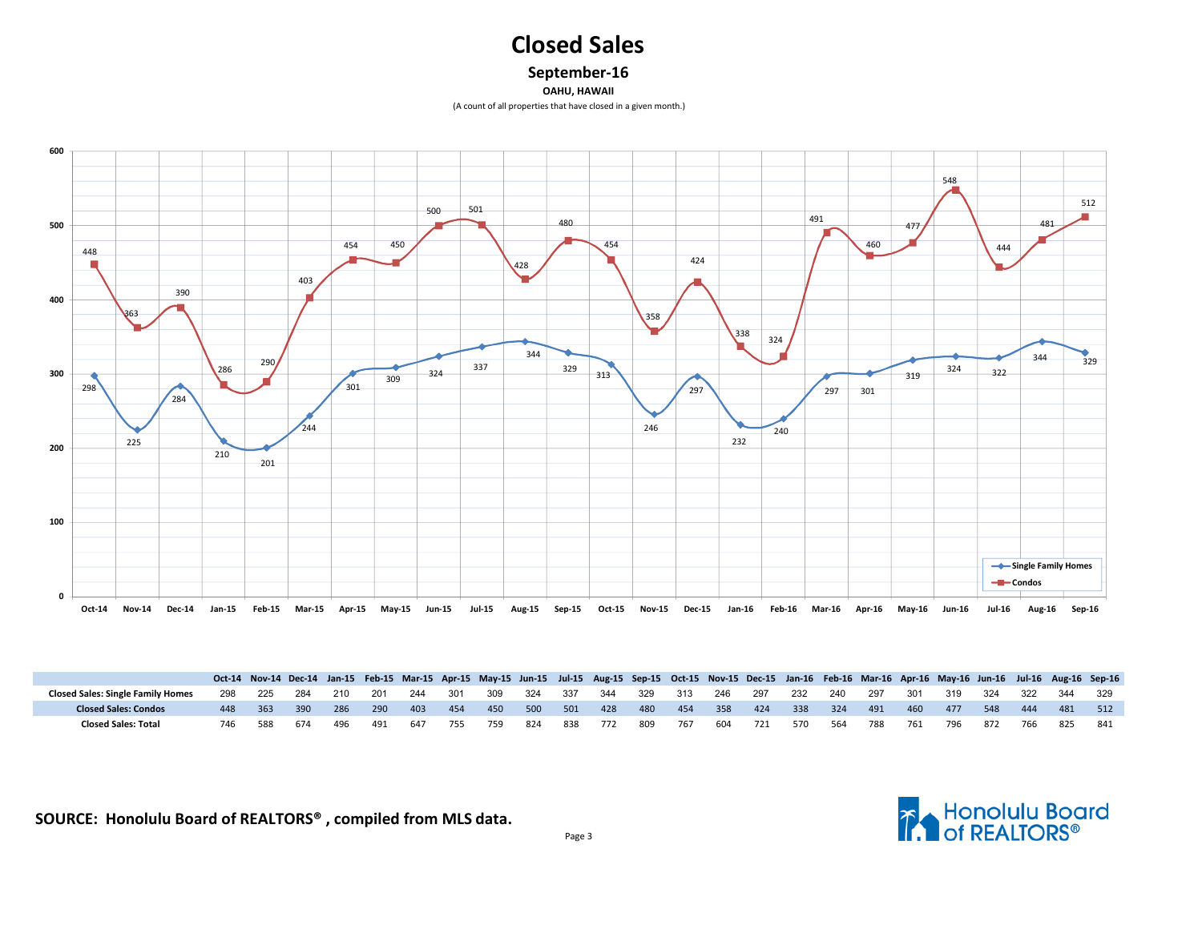# Closed Sales

## September-16

### OAHU, HAWAII

(A count of all properties that have closed in a given month.)

| | Oct-14 | Nov-14 | Dec-14 | Jan-15 | Feb-15 | Mar-15 | Apr-15 | May-15 | Jun-15 | Jul-15 | Aug-15 | Sep-15 | Oct-15 | Nov-15 | Dec-15 | Jan-16 | Feb-16 | Mar-16 | Apr-16 | May-16 | Jun-16 | Jul-16 | Aug-16 | Sep-16 |
|---|---|---|---|---|---|---|---|---|---|---|---|---|---|---|---|---|---|---|---|---|---|---|---|---|
| **Closed Sales: Single Family Homes** | 298 | 225 | 284 | 210 | 201 | 244 | 301 | 309 | 324 | 337 | 344 | 329 | 313 | 246 | 297 | 232 | 240 | 297 | 301 | 319 | 324 | 322 | 344 | 329 |
| **Closed Sales: Condos** | 448 | 363 | 390 | 286 | 290 | 403 | 454 | 450 | 500 | 501 | 428 | 480 | 454 | 358 | 424 | 338 | 324 | 491 | 460 | 477 | 548 | 444 | 481 | 512 |
| **Closed Sales: Total** | 746 | 588 | 674 | 496 | 491 | 647 | 755 | 759 | 824 | 838 | 772 | 809 | 767 | 604 | 721 | 570 | 564 | 788 | 761 | 796 | 872 | 766 | 825 | 841 |

**SOURCE: Honolulu Board of REALTORS® , compiled from MLS data.**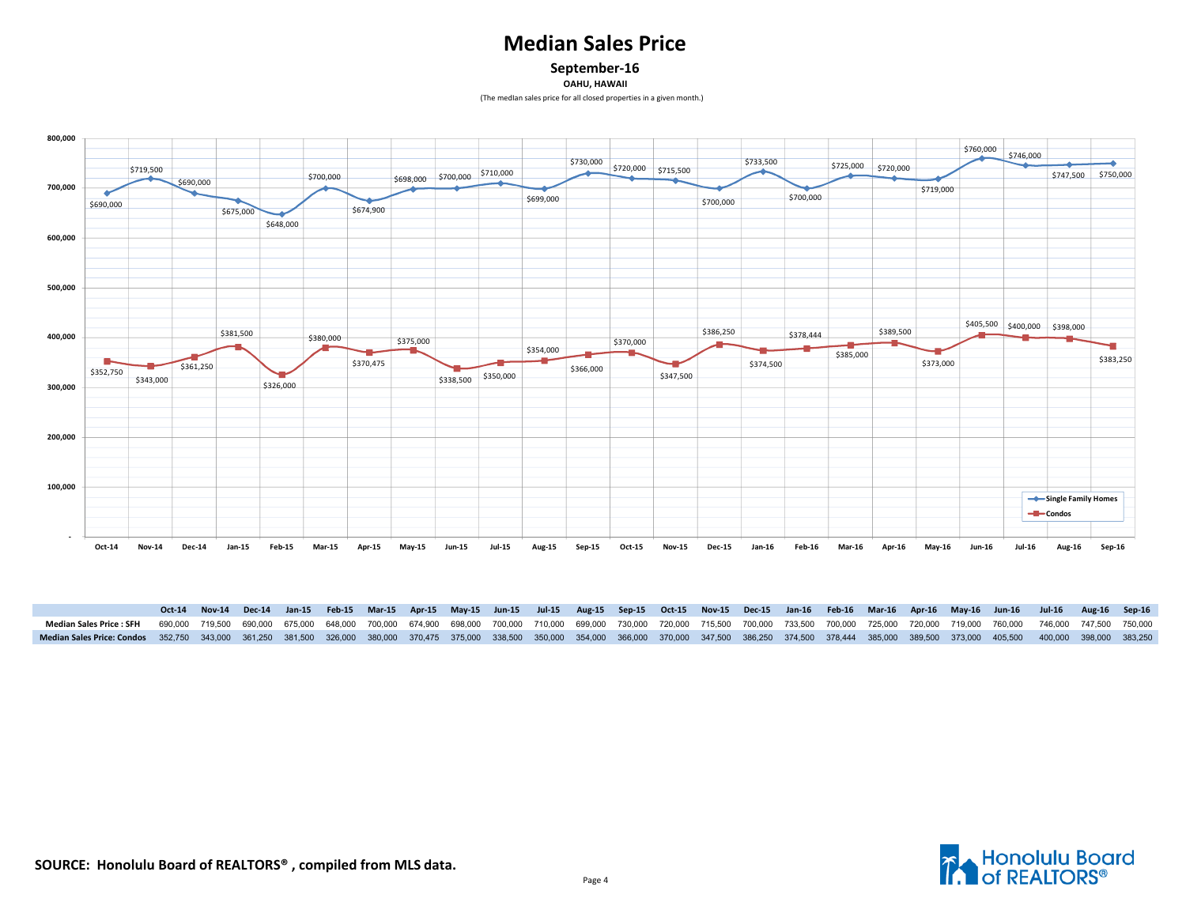# Median Sales Price

## September-16

**OAHU, HAWAII**

(The median sales price for all closed properties in a given month.)

| | Oct-14 | Nov-14 | Dec-14 | Jan-15 | Feb-15 | Mar-15 | Apr-15 | May-15 | Jun-15 | Jul-15 | Aug-15 | Sep-15 | Oct-15 | Nov-15 | Dec-15 | Jan-16 | Feb-16 | Mar-16 | Apr-16 | May-16 | Jun-16 | Jul-16 | Aug-16 | Sep-16 |
|---|---|---|---|---|---|---|---|---|---|---|---|---|---|---|---|---|---|---|---|---|---|---|---|---|
| **Median Sales Price : SFH** | 690,000 | 719,500 | 690,000 | 675,000 | 648,000 | 700,000 | 674,900 | 698,000 | 700,000 | 710,000 | 699,000 | 730,000 | 720,000 | 715,500 | 700,000 | 733,500 | 700,000 | 725,000 | 720,000 | 719,000 | 760,000 | 746,000 | 747,500 | 750,000 |
| **Median Sales Price: Condos** | 352,750 | 343,000 | 361,250 | 381,500 | 326,000 | 380,000 | 370,475 | 375,000 | 338,500 | 350,000 | 354,000 | 366,000 | 370,000 | 347,500 | 386,250 | 374,500 | 378,444 | 385,000 | 389,500 | 373,000 | 405,500 | 400,000 | 398,000 | 383,250 |

**SOURCE: Honolulu Board of REALTORS® , compiled from MLS data.**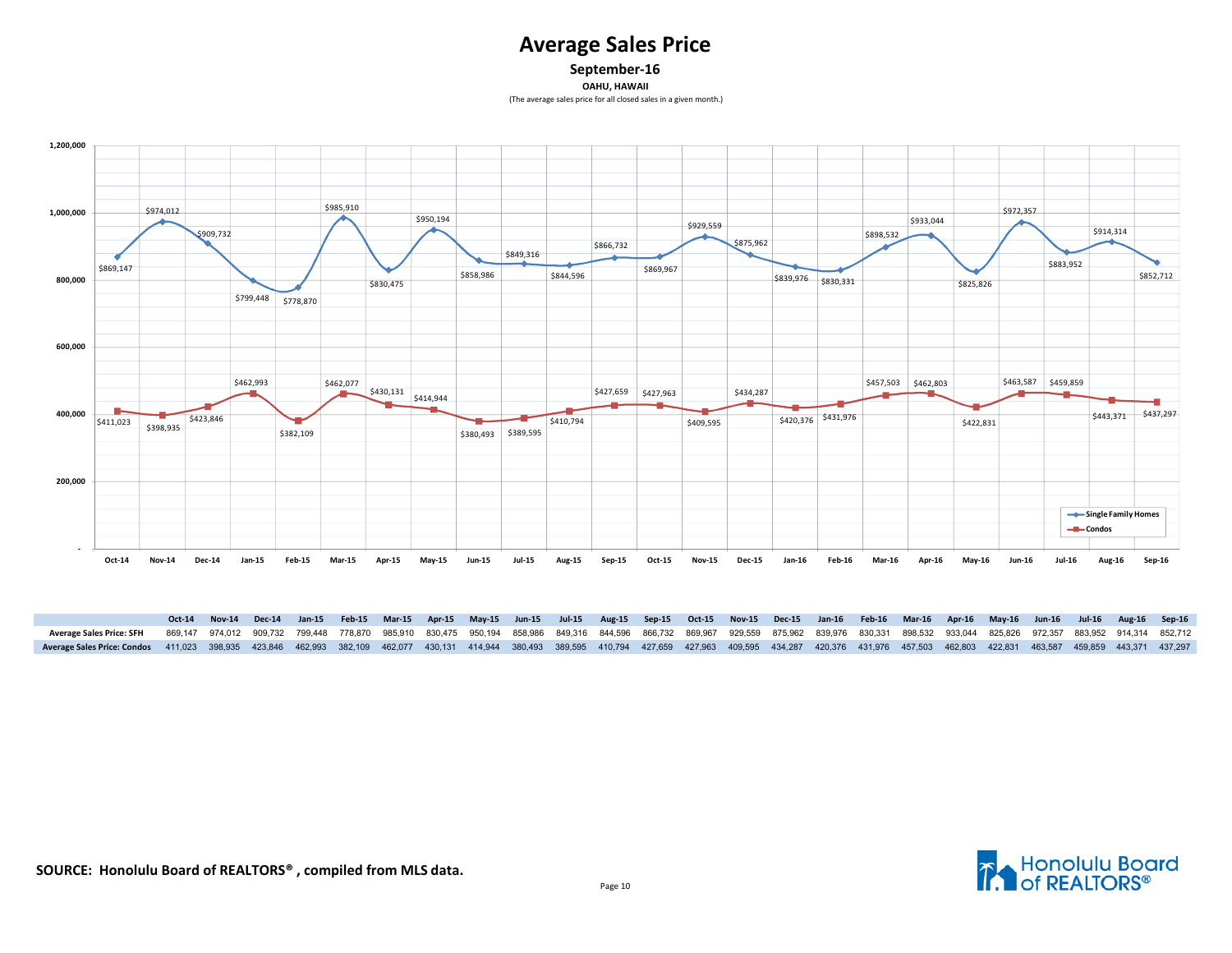# Average Sales Price

## September-16

**OAHU, HAWAII**

(The average sales price for all closed sales in a given month.)

1,200,000
1,000,000
800,000
600,000
400,000
200,000
-

Oct-14 Nov-14 Dec-14 Jan-15 Feb-15 Mar-15 Apr-15 May-15 Jun-15 Jul-15 Aug-15 Sep-15 Oct-15 Nov-15 Dec-15 Jan-16 Feb-16 Mar-16 Apr-16 May-16 Jun-16 Jul-16 Aug-16 Sep-16

$869,147 $974,012 $909,732 $799,448 $778,870 $985,910 $830,475 $950,194 $858,986 $849,316 $844,596 $866,732 $869,967 $929,559 $875,962 $839,976 $830,331 $898,532 $933,044 $825,826 $972,357 $883,952 $914,314 $852,712

$411,023 $398,935 $423,846 $462,993 $382,109 $462,077 $430,131 $414,944 $380,493 $389,595 $410,794 $427,659 $427,963 $409,595 $434,287 $420,376 $431,976 $457,503 $462,803 $422,831 $463,587 $459,859 $443,371 $437,297

Single Family Homes
Condos

| | Oct-14 | Nov-14 | Dec-14 | Jan-15 | Feb-15 | Mar-15 | Apr-15 | May-15 | Jun-15 | Jul-15 | Aug-15 | Sep-15 | Oct-15 | Nov-15 | Dec-15 | Jan-16 | Feb-16 | Mar-16 | Apr-16 | May-16 | Jun-16 | Jul-16 | Aug-16 | Sep-16 |
|---|---|---|---|---|---|---|---|---|---|---|---|---|---|---|---|---|---|---|---|---|---|---|---|---|
| **Average Sales Price: SFH** | 869,147 | 974,012 | 909,732 | 799,448 | 778,870 | 985,910 | 830,475 | 950,194 | 858,986 | 849,316 | 844,596 | 866,732 | 869,967 | 929,559 | 875,962 | 839,976 | 830,331 | 898,532 | 933,044 | 825,826 | 972,357 | 883,952 | 914,314 | 852,712 |
| **Average Sales Price: Condos** | 411,023 | 398,935 | 423,846 | 462,993 | 382,109 | 462,077 | 430,131 | 414,944 | 380,493 | 389,595 | 410,794 | 427,659 | 427,963 | 409,595 | 434,287 | 420,376 | 431,976 | 457,503 | 462,803 | 422,831 | 463,587 | 459,859 | 443,371 | 437,297 |

**SOURCE: Honolulu Board of REALTORS® , compiled from MLS data.**

Honolulu Board of REALTORS®